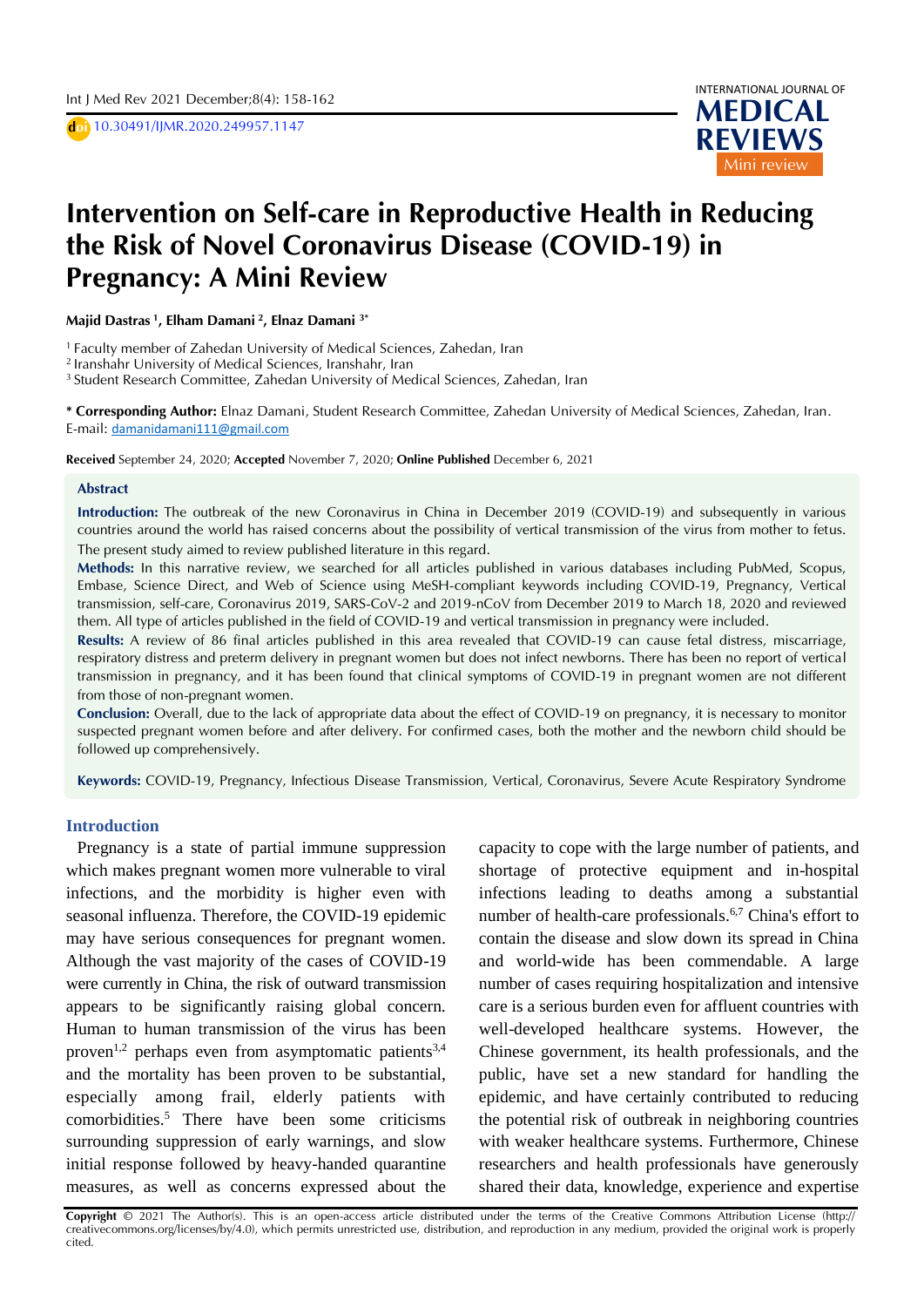Mini review

# Intervention on Self-care in Reproductive Health in Reducing the Risk of Novel Coronavirus Disease (COVID-19) in Pregnancy: A Mini Review

**Majid Dastras [1], Elham Damani [2], Elnaz Damani [3*]**

[1] Faculty member of Zahedan University of Medical Sciences, Zahedan, Iran
[2] Iranshahr University of Medical Sciences, Iranshahr, Iran
[3] Student Research Committee, Zahedan University of Medical Sciences, Zahedan, Iran

**\* Corresponding Author:** Elnaz Damani, Student Research Committee, Zahedan University of Medical Sciences, Zahedan, Iran. E-mail: damanidamani111@gmail.com

**Received** September 24, 2020; **Accepted** November 7, 2020; **Online Published** December 6, 2021

## Abstract

**Introduction:** The outbreak of the new Coronavirus in China in December 2019 (COVID-19) and subsequently in various countries around the world has raised concerns about the possibility of vertical transmission of the virus from mother to fetus. The present study aimed to review published literature in this regard.

**Methods:** In this narrative review, we searched for all articles published in various databases including PubMed, Scopus, Embase, Science Direct, and Web of Science using MeSH-compliant keywords including COVID-19, Pregnancy, Vertical transmission, self-care, Coronavirus 2019, SARS-CoV-2 and 2019-nCoV from December 2019 to March 18, 2020 and reviewed them. All type of articles published in the field of COVID-19 and vertical transmission in pregnancy were included.

**Results:** A review of 86 final articles published in this area revealed that COVID-19 can cause fetal distress, miscarriage, respiratory distress and preterm delivery in pregnant women but does not infect newborns. There has been no report of vertical transmission in pregnancy, and it has been found that clinical symptoms of COVID-19 in pregnant women are not different from those of non-pregnant women.

**Conclusion:** Overall, due to the lack of appropriate data about the effect of COVID-19 on pregnancy, it is necessary to monitor suspected pregnant women before and after delivery. For confirmed cases, both the mother and the newborn child should be followed up comprehensively.

**Keywords:** COVID-19, Pregnancy, Infectious Disease Transmission, Vertical, Coronavirus, Severe Acute Respiratory Syndrome

## Introduction

Pregnancy is a state of partial immune suppression which makes pregnant women more vulnerable to viral infections, and the morbidity is higher even with seasonal influenza. Therefore, the COVID-19 epidemic may have serious consequences for pregnant women. Although the vast majority of the cases of COVID-19 were currently in China, the risk of outward transmission appears to be significantly raising global concern. Human to human transmission of the virus has been proven[1,2] perhaps even from asymptomatic patients[3,4] and the mortality has been proven to be substantial, especially among frail, elderly patients with comorbidities.[5] There have been some criticisms surrounding suppression of early warnings, and slow initial response followed by heavy-handed quarantine measures, as well as concerns expressed about the capacity to cope with the large number of patients, and shortage of protective equipment and in-hospital infections leading to deaths among a substantial number of health-care professionals.[6,7] China's effort to contain the disease and slow down its spread in China and world-wide has been commendable. A large number of cases requiring hospitalization and intensive care is a serious burden even for affluent countries with well-developed healthcare systems. However, the Chinese government, its health professionals, and the public, have set a new standard for handling the epidemic, and have certainly contributed to reducing the potential risk of outbreak in neighboring countries with weaker healthcare systems. Furthermore, Chinese researchers and health professionals have generously shared their data, knowledge, experience and expertise

**Copyright** © 2021 The Author(s). This is an open-access article distributed under the terms of the Creative Commons Attribution License (http://creativecommons.org/licenses/by/4.0), which permits unrestricted use, distribution, and reproduction in any medium, provided the original work is properly cited.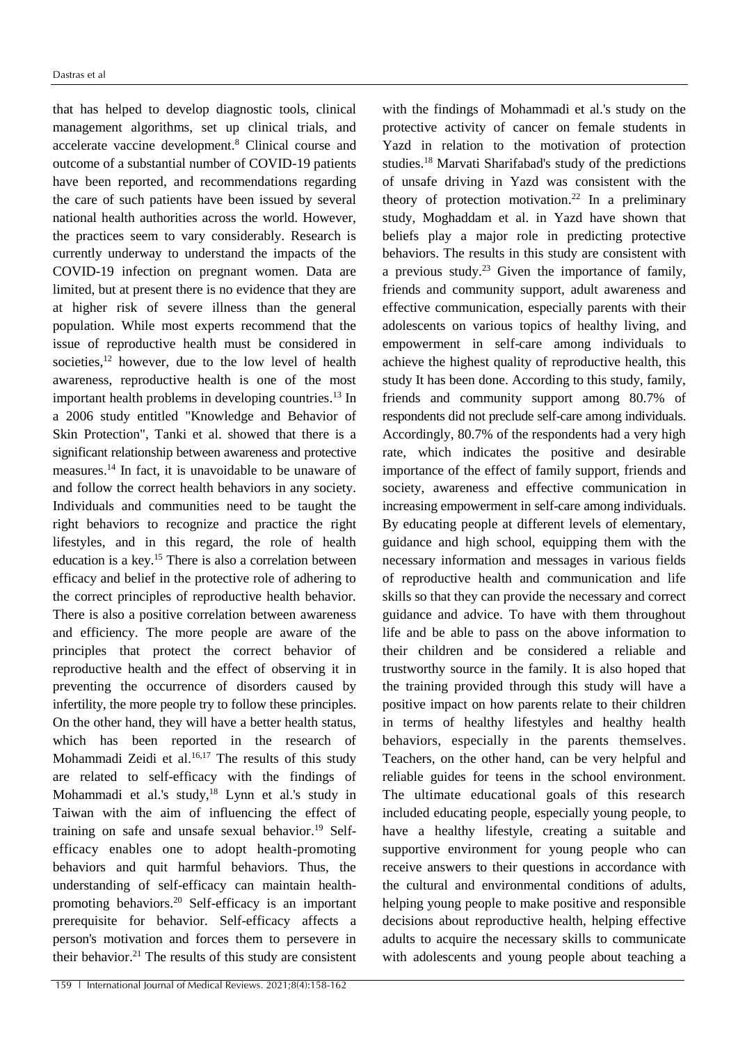that has helped to develop diagnostic tools, clinical management algorithms, set up clinical trials, and accelerate vaccine development.[8] Clinical course and outcome of a substantial number of COVID-19 patients have been reported, and recommendations regarding the care of such patients have been issued by several national health authorities across the world. However, the practices seem to vary considerably. Research is currently underway to understand the impacts of the COVID-19 infection on pregnant women. Data are limited, but at present there is no evidence that they are at higher risk of severe illness than the general population. While most experts recommend that the issue of reproductive health must be considered in societies,[12] however, due to the low level of health awareness, reproductive health is one of the most important health problems in developing countries.[13] In a 2006 study entitled "Knowledge and Behavior of Skin Protection", Tanki et al. showed that there is a significant relationship between awareness and protective measures.[14] In fact, it is unavoidable to be unaware of and follow the correct health behaviors in any society. Individuals and communities need to be taught the right behaviors to recognize and practice the right lifestyles, and in this regard, the role of health education is a key.[15] There is also a correlation between efficacy and belief in the protective role of adhering to the correct principles of reproductive health behavior. There is also a positive correlation between awareness and efficiency. The more people are aware of the principles that protect the correct behavior of reproductive health and the effect of observing it in preventing the occurrence of disorders caused by infertility, the more people try to follow these principles. On the other hand, they will have a better health status, which has been reported in the research of Mohammadi Zeidi et al.[16,17] The results of this study are related to self-efficacy with the findings of Mohammadi et al.'s study,[18] Lynn et al.'s study in Taiwan with the aim of influencing the effect of training on safe and unsafe sexual behavior.[19] Self-efficacy enables one to adopt health-promoting behaviors and quit harmful behaviors. Thus, the understanding of self-efficacy can maintain health-promoting behaviors.[20] Self-efficacy is an important prerequisite for behavior. Self-efficacy affects a person's motivation and forces them to persevere in their behavior.[21] The results of this study are consistent with the findings of Mohammadi et al.'s study on the protective activity of cancer on female students in Yazd in relation to the motivation of protection studies.[18] Marvati Sharifabad's study of the predictions of unsafe driving in Yazd was consistent with the theory of protection motivation.[22] In a preliminary study, Moghaddam et al. in Yazd have shown that beliefs play a major role in predicting protective behaviors. The results in this study are consistent with a previous study.[23] Given the importance of family, friends and community support, adult awareness and effective communication, especially parents with their adolescents on various topics of healthy living, and empowerment in self-care among individuals to achieve the highest quality of reproductive health, this study It has been done. According to this study, family, friends and community support among 80.7% of respondents did not preclude self-care among individuals. Accordingly, 80.7% of the respondents had a very high rate, which indicates the positive and desirable importance of the effect of family support, friends and society, awareness and effective communication in increasing empowerment in self-care among individuals. By educating people at different levels of elementary, guidance and high school, equipping them with the necessary information and messages in various fields of reproductive health and communication and life skills so that they can provide the necessary and correct guidance and advice. To have with them throughout life and be able to pass on the above information to their children and be considered a reliable and trustworthy source in the family. It is also hoped that the training provided through this study will have a positive impact on how parents relate to their children in terms of healthy lifestyles and healthy health behaviors, especially in the parents themselves. Teachers, on the other hand, can be very helpful and reliable guides for teens in the school environment. The ultimate educational goals of this research included educating people, especially young people, to have a healthy lifestyle, creating a suitable and supportive environment for young people who can receive answers to their questions in accordance with the cultural and environmental conditions of adults, helping young people to make positive and responsible decisions about reproductive health, helping effective adults to acquire the necessary skills to communicate with adolescents and young people about teaching a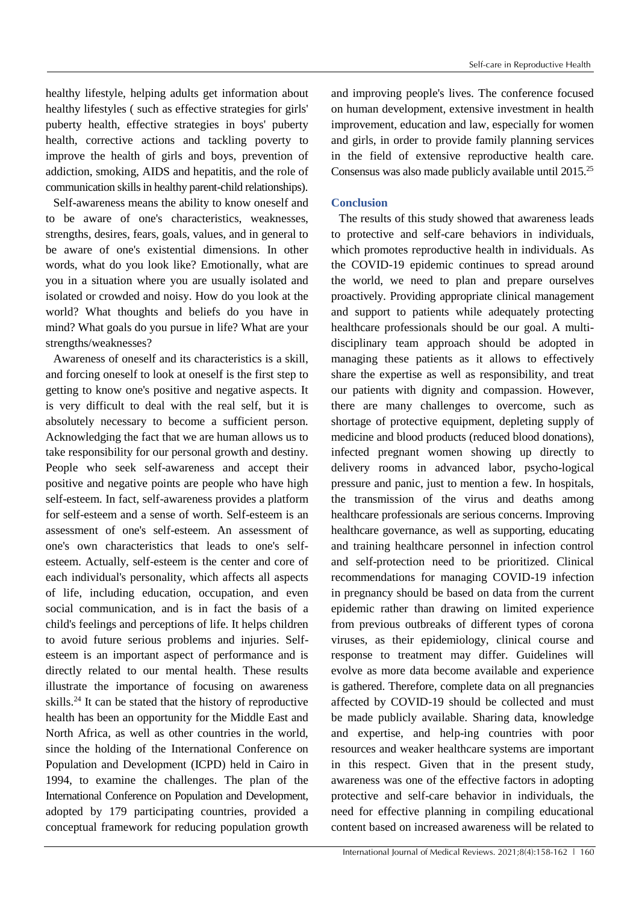healthy lifestyle, helping adults get information about healthy lifestyles ( such as effective strategies for girls' puberty health, effective strategies in boys' puberty health, corrective actions and tackling poverty to improve the health of girls and boys, prevention of addiction, smoking, AIDS and hepatitis, and the role of communication skills in healthy parent-child relationships).

Self-awareness means the ability to know oneself and to be aware of one's characteristics, weaknesses, strengths, desires, fears, goals, values, and in general to be aware of one's existential dimensions. In other words, what do you look like? Emotionally, what are you in a situation where you are usually isolated and isolated or crowded and noisy. How do you look at the world? What thoughts and beliefs do you have in mind? What goals do you pursue in life? What are your strengths/weaknesses?

Awareness of oneself and its characteristics is a skill, and forcing oneself to look at oneself is the first step to getting to know one's positive and negative aspects. It is very difficult to deal with the real self, but it is absolutely necessary to become a sufficient person. Acknowledging the fact that we are human allows us to take responsibility for our personal growth and destiny. People who seek self-awareness and accept their positive and negative points are people who have high self-esteem. In fact, self-awareness provides a platform for self-esteem and a sense of worth. Self-esteem is an assessment of one's self-esteem. An assessment of one's own characteristics that leads to one's self-esteem. Actually, self-esteem is the center and core of each individual's personality, which affects all aspects of life, including education, occupation, and even social communication, and is in fact the basis of a child's feelings and perceptions of life. It helps children to avoid future serious problems and injuries. Self-esteem is an important aspect of performance and is directly related to our mental health. These results illustrate the importance of focusing on awareness skills.[24] It can be stated that the history of reproductive health has been an opportunity for the Middle East and North Africa, as well as other countries in the world, since the holding of the International Conference on Population and Development (ICPD) held in Cairo in 1994, to examine the challenges. The plan of the International Conference on Population and Development, adopted by 179 participating countries, provided a conceptual framework for reducing population growth and improving people's lives. The conference focused on human development, extensive investment in health improvement, education and law, especially for women and girls, in order to provide family planning services in the field of extensive reproductive health care. Consensus was also made publicly available until 2015.[25]

## Conclusion

The results of this study showed that awareness leads to protective and self-care behaviors in individuals, which promotes reproductive health in individuals. As the COVID-19 epidemic continues to spread around the world, we need to plan and prepare ourselves proactively. Providing appropriate clinical management and support to patients while adequately protecting healthcare professionals should be our goal. A multi-disciplinary team approach should be adopted in managing these patients as it allows to effectively share the expertise as well as responsibility, and treat our patients with dignity and compassion. However, there are many challenges to overcome, such as shortage of protective equipment, depleting supply of medicine and blood products (reduced blood donations), infected pregnant women showing up directly to delivery rooms in advanced labor, psycho-logical pressure and panic, just to mention a few. In hospitals, the transmission of the virus and deaths among healthcare professionals are serious concerns. Improving healthcare governance, as well as supporting, educating and training healthcare personnel in infection control and self-protection need to be prioritized. Clinical recommendations for managing COVID-19 infection in pregnancy should be based on data from the current epidemic rather than drawing on limited experience from previous outbreaks of different types of corona viruses, as their epidemiology, clinical course and response to treatment may differ. Guidelines will evolve as more data become available and experience is gathered. Therefore, complete data on all pregnancies affected by COVID-19 should be collected and must be made publicly available. Sharing data, knowledge and expertise, and help-ing countries with poor resources and weaker healthcare systems are important in this respect. Given that in the present study, awareness was one of the effective factors in adopting protective and self-care behavior in individuals, the need for effective planning in compiling educational content based on increased awareness will be related to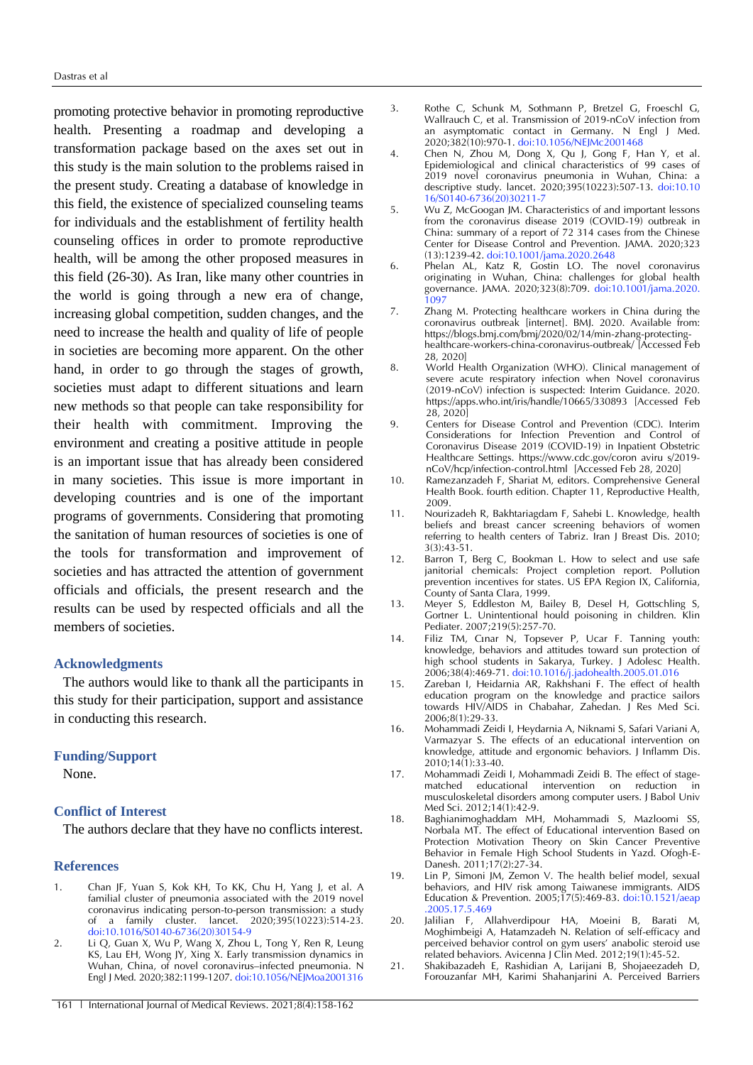promoting protective behavior in promoting reproductive health. Presenting a roadmap and developing a transformation package based on the axes set out in this study is the main solution to the problems raised in the present study. Creating a database of knowledge in this field, the existence of specialized counseling teams for individuals and the establishment of fertility health counseling offices in order to promote reproductive health, will be among the other proposed measures in this field (26-30). As Iran, like many other countries in the world is going through a new era of change, increasing global competition, sudden changes, and the need to increase the health and quality of life of people in societies are becoming more apparent. On the other hand, in order to go through the stages of growth, societies must adapt to different situations and learn new methods so that people can take responsibility for their health with commitment. Improving the environment and creating a positive attitude in people is an important issue that has already been considered in many societies. This issue is more important in developing countries and is one of the important programs of governments. Considering that promoting the sanitation of human resources of societies is one of the tools for transformation and improvement of societies and has attracted the attention of government officials and officials, the present research and the results can be used by respected officials and all the members of societies.

## Acknowledgments

The authors would like to thank all the participants in this study for their participation, support and assistance in conducting this research.

## Funding/Support

None.

## Conflict of Interest

The authors declare that they have no conflicts interest.

## References

1. Chan JF, Yuan S, Kok KH, To KK, Chu H, Yang J, et al. A familial cluster of pneumonia associated with the 2019 novel coronavirus indicating person-to-person transmission: a study of a family cluster. lancet. 2020;395(10223):514-23. doi:10.1016/S0140-6736(20)30154-9
2. Li Q, Guan X, Wu P, Wang X, Zhou L, Tong Y, Ren R, Leung KS, Lau EH, Wong JY, Xing X. Early transmission dynamics in Wuhan, China, of novel coronavirus–infected pneumonia. N Engl J Med. 2020;382:1199-1207. doi:10.1056/NEJMoa2001316
3. Rothe C, Schunk M, Sothmann P, Bretzel G, Froeschl G, Wallrauch C, et al. Transmission of 2019-nCoV infection from an asymptomatic contact in Germany. N Engl J Med. 2020;382(10):970-1. doi:10.1056/NEJMc2001468
4. Chen N, Zhou M, Dong X, Qu J, Gong F, Han Y, et al. Epidemiological and clinical characteristics of 99 cases of 2019 novel coronavirus pneumonia in Wuhan, China: a descriptive study. lancet. 2020;395(10223):507-13. doi:10.1016/S0140-6736(20)30211-7
5. Wu Z, McGoogan JM. Characteristics of and important lessons from the coronavirus disease 2019 (COVID-19) outbreak in China: summary of a report of 72 314 cases from the Chinese Center for Disease Control and Prevention. JAMA. 2020;323(13):1239-42. doi:10.1001/jama.2020.2648
6. Phelan AL, Katz R, Gostin LO. The novel coronavirus originating in Wuhan, China: challenges for global health governance. JAMA. 2020;323(8):709. doi:10.1001/jama.2020.1097
7. Zhang M. Protecting healthcare workers in China during the coronavirus outbreak [internet]. BMJ. 2020. Available from: https://blogs.bmj.com/bmj/2020/02/14/min-zhang-protecting-healthcare-workers-china-coronavirus-outbreak/ [Accessed Feb 28, 2020]
8. World Health Organization (WHO). Clinical management of severe acute respiratory infection when Novel coronavirus (2019-nCoV) infection is suspected: Interim Guidance. 2020. https://apps.who.int/iris/handle/10665/330893 [Accessed Feb 28, 2020]
9. Centers for Disease Control and Prevention (CDC). Interim Considerations for Infection Prevention and Control of Coronavirus Disease 2019 (COVID-19) in Inpatient Obstetric Healthcare Settings. https://www.cdc.gov/coron aviru s/2019-nCoV/hcp/infection-control.html [Accessed Feb 28, 2020]
10. Ramezanzadeh F, Shariat M, editors. Comprehensive General Health Book. fourth edition. Chapter 11, Reproductive Health, 2009.
11. Nourizadeh R, Bakhtariagdam F, Sahebi L. Knowledge, health beliefs and breast cancer screening behaviors of women referring to health centers of Tabriz. Iran J Breast Dis. 2010;3(3):43-51.
12. Barron T, Berg C, Bookman L. How to select and use safe janitorial chemicals: Project completion report. Pollution prevention incentives for states. US EPA Region IX, California, County of Santa Clara, 1999.
13. Meyer S, Eddleston M, Bailey B, Desel H, Gottschling S, Gortner L. Unintentional hould poisoning in children. Klin Pediater. 2007;219(5):257-70.
14. Filiz TM, Cınar N, Topsever P, Ucar F. Tanning youth: knowledge, behaviors and attitudes toward sun protection of high school students in Sakarya, Turkey. J Adolesc Health. 2006;38(4):469-71. doi:10.1016/j.jadohealth.2005.01.016
15. Zareban I, Heidarnia AR, Rakhshani F. The effect of health education program on the knowledge and practice sailors towards HIV/AIDS in Chabahar, Zahedan. J Res Med Sci. 2006;8(1):29-33.
16. Mohammadi Zeidi I, Heydarnia A, Niknami S, Safari Variani A, Varmazyar S. The effects of an educational intervention on knowledge, attitude and ergonomic behaviors. J Inflamm Dis. 2010;14(1):33-40.
17. Mohammadi Zeidi I, Mohammadi Zeidi B. The effect of stage-matched educational intervention on reduction in musculoskeletal disorders among computer users. J Babol Univ Med Sci. 2012;14(1):42-9.
18. Baghianimoghaddam MH, Mohammadi S, Mazloomi SS, Norbala MT. The effect of Educational intervention Based on Protection Motivation Theory on Skin Cancer Preventive Behavior in Female High School Students in Yazd. Ofogh-E-Danesh. 2011;17(2):27-34.
19. Lin P, Simoni JM, Zemon V. The health belief model, sexual behaviors, and HIV risk among Taiwanese immigrants. AIDS Education & Prevention. 2005;17(5):469-83. doi:10.1521/aeap.2005.17.5.469
20. Jalilian F, Allahverdipour HA, Moeini B, Barati M, Moghimbeigi A, Hatamzadeh N. Relation of self-efficacy and perceived behavior control on gym users' anabolic steroid use related behaviors. Avicenna J Clin Med. 2012;19(1):45-52.
21. Shakibazadeh E, Rashidian A, Larijani B, Shojaeezadeh D, Forouzanfar MH, Karimi Shahanjarini A. Perceived Barriers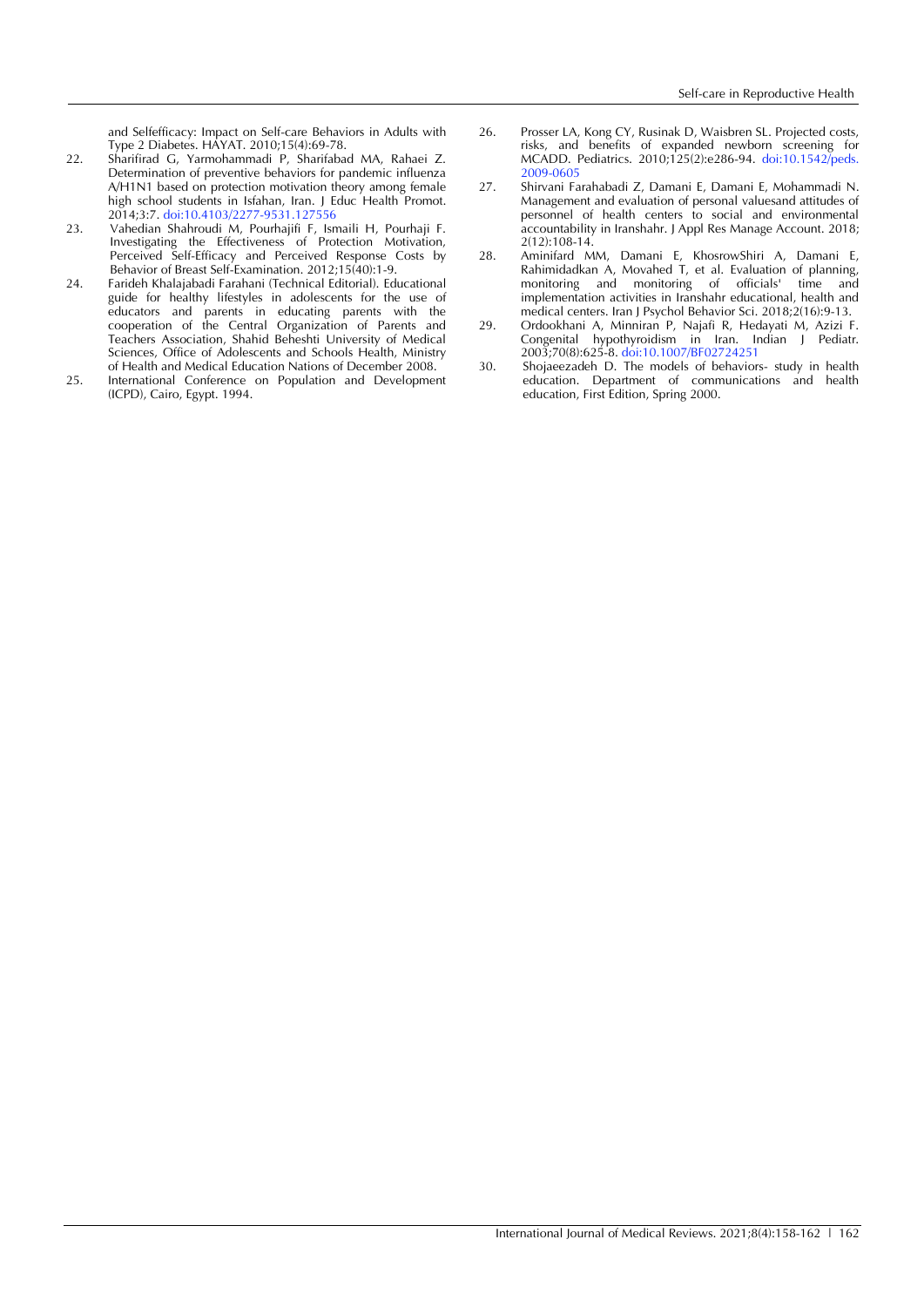and Selfefficacy: Impact on Self-care Behaviors in Adults with Type 2 Diabetes. HAYAT. 2010;15(4):69-78.

22. Sharifirad G, Yarmohammadi P, Sharifabad MA, Rahaei Z. Determination of preventive behaviors for pandemic influenza A/H1N1 based on protection motivation theory among female high school students in Isfahan, Iran. J Educ Health Promot. 2014;3:7. doi:10.4103/2277-9531.127556
23. Vahedian Shahroudi M, Pourhajifi F, Ismaili H, Pourhaji F. Investigating the Effectiveness of Protection Motivation, Perceived Self-Efficacy and Perceived Response Costs by Behavior of Breast Self-Examination. 2012;15(40):1-9.
24. Farideh Khalajabadi Farahani (Technical Editorial). Educational guide for healthy lifestyles in adolescents for the use of educators and parents in educating parents with the cooperation of the Central Organization of Parents and Teachers Association, Shahid Beheshti University of Medical Sciences, Office of Adolescents and Schools Health, Ministry of Health and Medical Education Nations of December 2008.
25. International Conference on Population and Development (ICPD), Cairo, Egypt. 1994.
26. Prosser LA, Kong CY, Rusinak D, Waisbren SL. Projected costs, risks, and benefits of expanded newborn screening for MCADD. Pediatrics. 2010;125(2):e286-94. doi:10.1542/peds.2009-0605
27. Shirvani Farahabadi Z, Damani E, Damani E, Mohammadi N. Management and evaluation of personal valuesand attitudes of personnel of health centers to social and environmental accountability in Iranshahr. J Appl Res Manage Account. 2018; 2(12):108-14.
28. Aminifard MM, Damani E, KhosrowShiri A, Damani E, Rahimidadkan A, Movahed T, et al. Evaluation of planning, monitoring and monitoring of officials' time and implementation activities in Iranshahr educational, health and medical centers. Iran J Psychol Behavior Sci. 2018;2(16):9-13.
29. Ordookhani A, Minniran P, Najafi R, Hedayati M, Azizi F. Congenital hypothyroidism in Iran. Indian J Pediatr. 2003;70(8):625-8. doi:10.1007/BF02724251
30. Shojaeezadeh D. The models of behaviors- study in health education. Department of communications and health education, First Edition, Spring 2000.